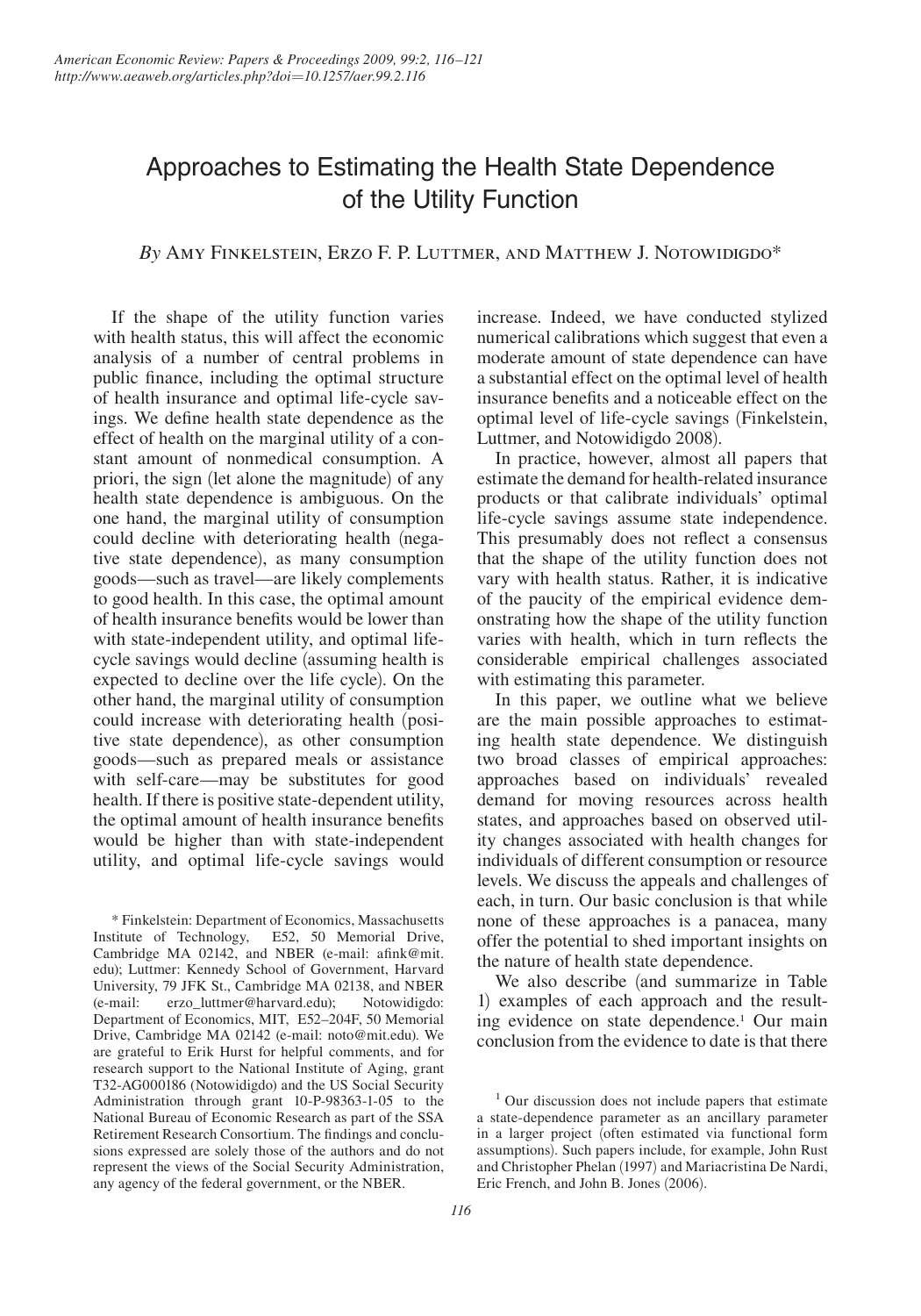# Approaches to Estimating the Health State Dependence of the Utility Function

*By* Amy Finkelstein, Erzo F. P. Luttmer, and Matthew J. Notowidigdo*

If the shape of the utility function varies with health status, this will affect the economic analysis of a number of central problems in public finance, including the optimal structure of health insurance and optimal life-cycle savings. We define health state dependence as the effect of health on the marginal utility of a constant amount of nonmedical consumption. A priori, the sign (let alone the magnitude) of any health state dependence is ambiguous. On the one hand, the marginal utility of consumption could decline with deteriorating health (negative state dependence), as many consumption goods—such as travel—are likely complements to good health. In this case, the optimal amount of health insurance benefits would be lower than with state-independent utility, and optimal life-cycle savings would decline (assuming health is expected to decline over the life cycle). On the other hand, the marginal utility of consumption could increase with deteriorating health (positive state dependence), as other consumption goods—such as prepared meals or assistance with self-care—may be substitutes for good health. If there is positive state-dependent utility, the optimal amount of health insurance benefits would be higher than with state-independent utility, and optimal life-cycle savings would increase. Indeed, we have conducted stylized numerical calibrations which suggest that even a moderate amount of state dependence can have a substantial effect on the optimal level of health insurance benefits and a noticeable effect on the optimal level of life-cycle savings (Finkelstein, Luttmer, and Notowidigdo 2008).

In practice, however, almost all papers that estimate the demand for health-related insurance products or that calibrate individuals' optimal life-cycle savings assume state independence. This presumably does not reflect a consensus that the shape of the utility function does not vary with health status. Rather, it is indicative of the paucity of the empirical evidence demonstrating how the shape of the utility function varies with health, which in turn reflects the considerable empirical challenges associated with estimating this parameter.

In this paper, we outline what we believe are the main possible approaches to estimating health state dependence. We distinguish two broad classes of empirical approaches: approaches based on individuals' revealed demand for moving resources across health states, and approaches based on observed utility changes associated with health changes for individuals of different consumption or resource levels. We discuss the appeals and challenges of each, in turn. Our basic conclusion is that while none of these approaches is a panacea, many offer the potential to shed important insights on the nature of health state dependence.

We also describe (and summarize in Table 1) examples of each approach and the resulting evidence on state dependence.[1] Our main conclusion from the evidence to date is that there

---

* Finkelstein: Department of Economics, Massachusetts Institute of Technology, E52, 50 Memorial Drive, Cambridge MA 02142, and NBER (e-mail: afink@mit.edu); Luttmer: Kennedy School of Government, Harvard University, 79 JFK St., Cambridge MA 02138, and NBER (e-mail: erzo_luttmer@harvard.edu); Notowidigdo: Department of Economics, MIT, E52–204F, 50 Memorial Drive, Cambridge MA 02142 (e-mail: noto@mit.edu). We are grateful to Erik Hurst for helpful comments, and for research support to the National Institute of Aging, grant T32-AG000186 (Notowidigdo) and the US Social Security Administration through grant 10-P-98363-1-05 to the National Bureau of Economic Research as part of the SSA Retirement Research Consortium. The findings and conclusions expressed are solely those of the authors and do not represent the views of the Social Security Administration, any agency of the federal government, or the NBER.

[1] Our discussion does not include papers that estimate a state-dependence parameter as an ancillary parameter in a larger project (often estimated via functional form assumptions). Such papers include, for example, John Rust and Christopher Phelan (1997) and Mariacristina De Nardi, Eric French, and John B. Jones (2006).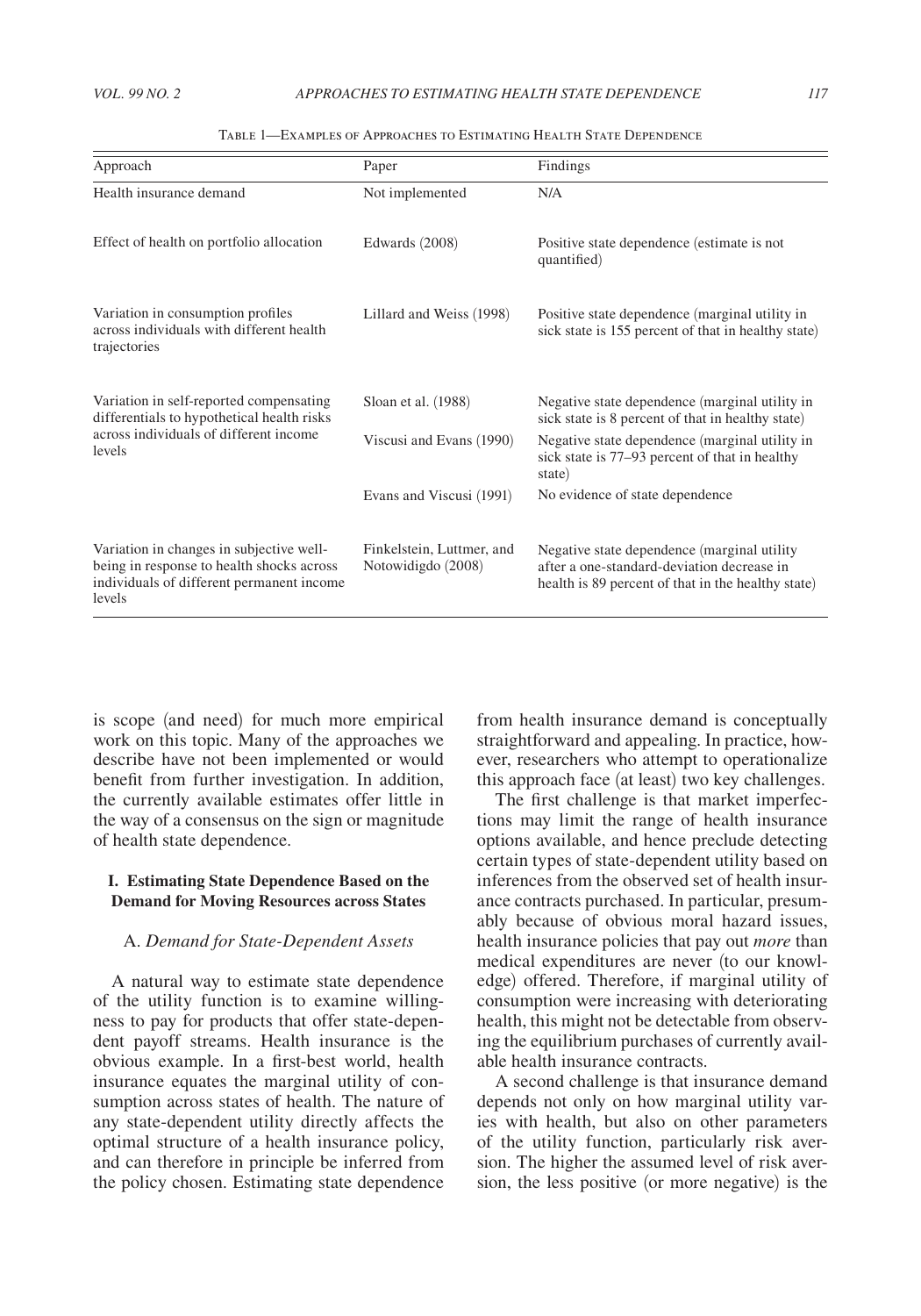TABLE 1—EXAMPLES OF APPROACHES TO ESTIMATING HEALTH STATE DEPENDENCE

| Approach | Paper | Findings |
|---|---|---|
| Health insurance demand | Not implemented | N/A |
| Effect of health on portfolio allocation | Edwards (2008) | Positive state dependence (estimate is not quantified) |
| Variation in consumption profiles across individuals with different health trajectories | Lillard and Weiss (1998) | Positive state dependence (marginal utility in sick state is 155 percent of that in healthy state) |
| Variation in self-reported compensating differentials to hypothetical health risks across individuals of different income levels | Sloan et al. (1988) | Negative state dependence (marginal utility in sick state is 8 percent of that in healthy state) |
| | Viscusi and Evans (1990) | Negative state dependence (marginal utility in sick state is 77–93 percent of that in healthy state) |
| | Evans and Viscusi (1991) | No evidence of state dependence |
| Variation in changes in subjective well-being in response to health shocks across individuals of different permanent income levels | Finkelstein, Luttmer, and Notowidigdo (2008) | Negative state dependence (marginal utility after a one-standard-deviation decrease in health is 89 percent of that in the healthy state) |

is scope (and need) for much more empirical work on this topic. Many of the approaches we describe have not been implemented or would benefit from further investigation. In addition, the currently available estimates offer little in the way of a consensus on the sign or magnitude of health state dependence.

## I. Estimating State Dependence Based on the Demand for Moving Resources across States

### A. *Demand for State-Dependent Assets*

A natural way to estimate state dependence of the utility function is to examine willingness to pay for products that offer state-dependent payoff streams. Health insurance is the obvious example. In a first-best world, health insurance equates the marginal utility of consumption across states of health. The nature of any state-dependent utility directly affects the optimal structure of a health insurance policy, and can therefore in principle be inferred from the policy chosen. Estimating state dependence from health insurance demand is conceptually straightforward and appealing. In practice, however, researchers who attempt to operationalize this approach face (at least) two key challenges.

The first challenge is that market imperfections may limit the range of health insurance options available, and hence preclude detecting certain types of state-dependent utility based on inferences from the observed set of health insurance contracts purchased. In particular, presumably because of obvious moral hazard issues, health insurance policies that pay out *more* than medical expenditures are never (to our knowledge) offered. Therefore, if marginal utility of consumption were increasing with deteriorating health, this might not be detectable from observing the equilibrium purchases of currently available health insurance contracts.

A second challenge is that insurance demand depends not only on how marginal utility varies with health, but also on other parameters of the utility function, particularly risk aversion. The higher the assumed level of risk aversion, the less positive (or more negative) is the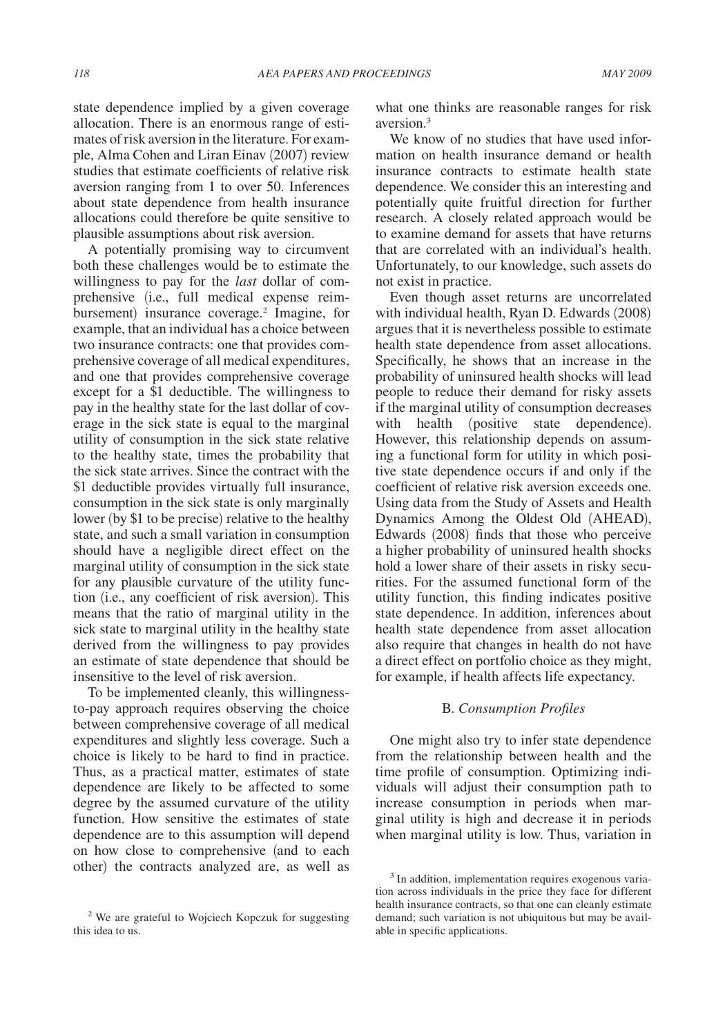state dependence implied by a given coverage allocation. There is an enormous range of estimates of risk aversion in the literature. For example, Alma Cohen and Liran Einav (2007) review studies that estimate coefficients of relative risk aversion ranging from 1 to over 50. Inferences about state dependence from health insurance allocations could therefore be quite sensitive to plausible assumptions about risk aversion.

A potentially promising way to circumvent both these challenges would be to estimate the willingness to pay for the *last* dollar of comprehensive (i.e., full medical expense reimbursement) insurance coverage.[2] Imagine, for example, that an individual has a choice between two insurance contracts: one that provides comprehensive coverage of all medical expenditures, and one that provides comprehensive coverage except for a $1 deductible. The willingness to pay in the healthy state for the last dollar of coverage in the sick state is equal to the marginal utility of consumption in the sick state relative to the healthy state, times the probability that the sick state arrives. Since the contract with the $1 deductible provides virtually full insurance, consumption in the sick state is only marginally lower (by $1 to be precise) relative to the healthy state, and such a small variation in consumption should have a negligible direct effect on the marginal utility of consumption in the sick state for any plausible curvature of the utility function (i.e., any coefficient of risk aversion). This means that the ratio of marginal utility in the sick state to marginal utility in the healthy state derived from the willingness to pay provides an estimate of state dependence that should be insensitive to the level of risk aversion.

To be implemented cleanly, this willingness-to-pay approach requires observing the choice between comprehensive coverage of all medical expenditures and slightly less coverage. Such a choice is likely to be hard to find in practice. Thus, as a practical matter, estimates of state dependence are likely to be affected to some degree by the assumed curvature of the utility function. How sensitive the estimates of state dependence are to this assumption will depend on how close to comprehensive (and to each other) the contracts analyzed are, as well as what one thinks are reasonable ranges for risk aversion.[3]

We know of no studies that have used information on health insurance demand or health insurance contracts to estimate health state dependence. We consider this an interesting and potentially quite fruitful direction for further research. A closely related approach would be to examine demand for assets that have returns that are correlated with an individual's health. Unfortunately, to our knowledge, such assets do not exist in practice.

Even though asset returns are uncorrelated with individual health, Ryan D. Edwards (2008) argues that it is nevertheless possible to estimate health state dependence from asset allocations. Specifically, he shows that an increase in the probability of uninsured health shocks will lead people to reduce their demand for risky assets if the marginal utility of consumption decreases with health (positive state dependence). However, this relationship depends on assuming a functional form for utility in which positive state dependence occurs if and only if the coefficient of relative risk aversion exceeds one. Using data from the Study of Assets and Health Dynamics Among the Oldest Old (AHEAD), Edwards (2008) finds that those who perceive a higher probability of uninsured health shocks hold a lower share of their assets in risky securities. For the assumed functional form of the utility function, this finding indicates positive state dependence. In addition, inferences about health state dependence from asset allocation also require that changes in health do not have a direct effect on portfolio choice as they might, for example, if health affects life expectancy.

### B. *Consumption Profiles*

One might also try to infer state dependence from the relationship between health and the time profile of consumption. Optimizing individuals will adjust their consumption path to increase consumption in periods when marginal utility is high and decrease it in periods when marginal utility is low. Thus, variation in

[2] We are grateful to Wojciech Kopczuk for suggesting this idea to us.

[3] In addition, implementation requires exogenous variation across individuals in the price they face for different health insurance contracts, so that one can cleanly estimate demand; such variation is not ubiquitous but may be available in specific applications.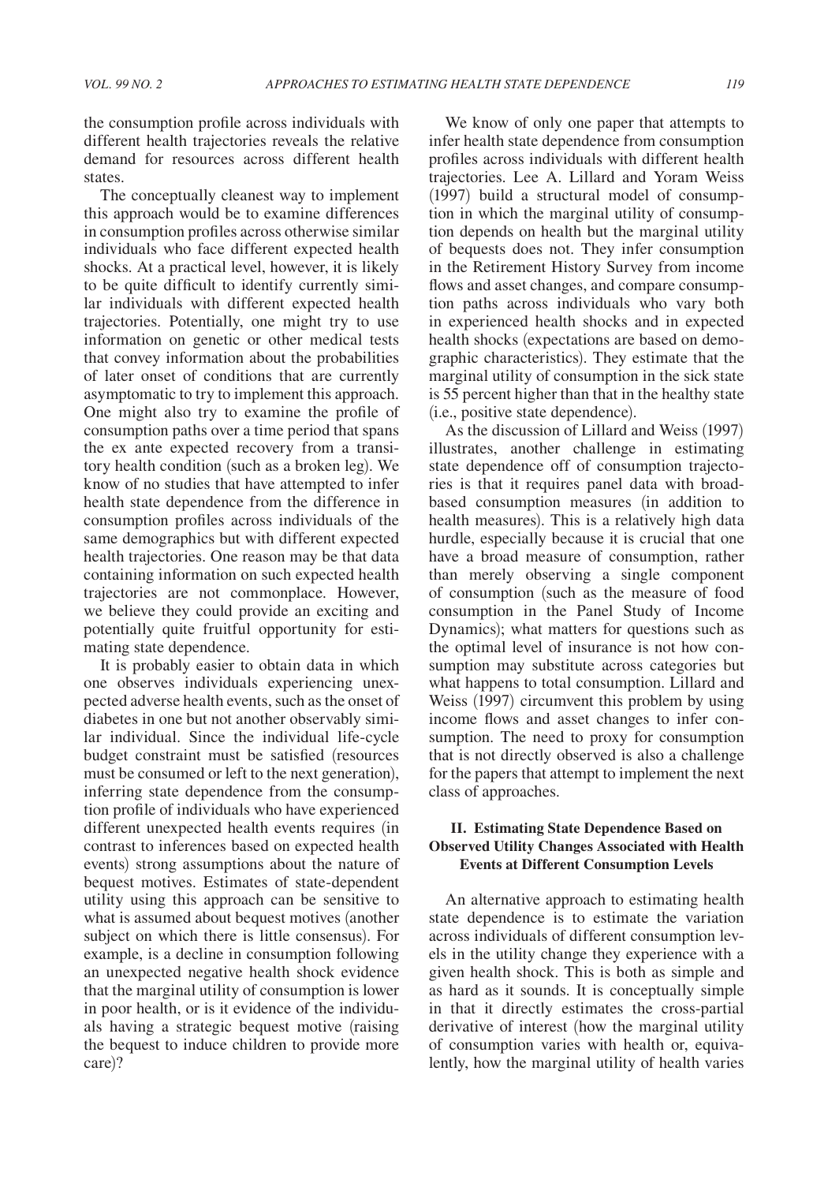the consumption profile across individuals with different health trajectories reveals the relative demand for resources across different health states.

The conceptually cleanest way to implement this approach would be to examine differences in consumption profiles across otherwise similar individuals who face different expected health shocks. At a practical level, however, it is likely to be quite difficult to identify currently similar individuals with different expected health trajectories. Potentially, one might try to use information on genetic or other medical tests that convey information about the probabilities of later onset of conditions that are currently asymptomatic to try to implement this approach. One might also try to examine the profile of consumption paths over a time period that spans the ex ante expected recovery from a transitory health condition (such as a broken leg). We know of no studies that have attempted to infer health state dependence from the difference in consumption profiles across individuals of the same demographics but with different expected health trajectories. One reason may be that data containing information on such expected health trajectories are not commonplace. However, we believe they could provide an exciting and potentially quite fruitful opportunity for estimating state dependence.

It is probably easier to obtain data in which one observes individuals experiencing unexpected adverse health events, such as the onset of diabetes in one but not another observably similar individual. Since the individual life-cycle budget constraint must be satisfied (resources must be consumed or left to the next generation), inferring state dependence from the consumption profile of individuals who have experienced different unexpected health events requires (in contrast to inferences based on expected health events) strong assumptions about the nature of bequest motives. Estimates of state-dependent utility using this approach can be sensitive to what is assumed about bequest motives (another subject on which there is little consensus). For example, is a decline in consumption following an unexpected negative health shock evidence that the marginal utility of consumption is lower in poor health, or is it evidence of the individuals having a strategic bequest motive (raising the bequest to induce children to provide more care)?

We know of only one paper that attempts to infer health state dependence from consumption profiles across individuals with different health trajectories. Lee A. Lillard and Yoram Weiss (1997) build a structural model of consumption in which the marginal utility of consumption depends on health but the marginal utility of bequests does not. They infer consumption in the Retirement History Survey from income flows and asset changes, and compare consumption paths across individuals who vary both in experienced health shocks and in expected health shocks (expectations are based on demographic characteristics). They estimate that the marginal utility of consumption in the sick state is 55 percent higher than that in the healthy state (i.e., positive state dependence).

As the discussion of Lillard and Weiss (1997) illustrates, another challenge in estimating state dependence off of consumption trajectories is that it requires panel data with broad-based consumption measures (in addition to health measures). This is a relatively high data hurdle, especially because it is crucial that one have a broad measure of consumption, rather than merely observing a single component of consumption (such as the measure of food consumption in the Panel Study of Income Dynamics); what matters for questions such as the optimal level of insurance is not how consumption may substitute across categories but what happens to total consumption. Lillard and Weiss (1997) circumvent this problem by using income flows and asset changes to infer consumption. The need to proxy for consumption that is not directly observed is also a challenge for the papers that attempt to implement the next class of approaches.

## II. Estimating State Dependence Based on Observed Utility Changes Associated with Health Events at Different Consumption Levels

An alternative approach to estimating health state dependence is to estimate the variation across individuals of different consumption levels in the utility change they experience with a given health shock. This is both as simple and as hard as it sounds. It is conceptually simple in that it directly estimates the cross-partial derivative of interest (how the marginal utility of consumption varies with health or, equivalently, how the marginal utility of health varies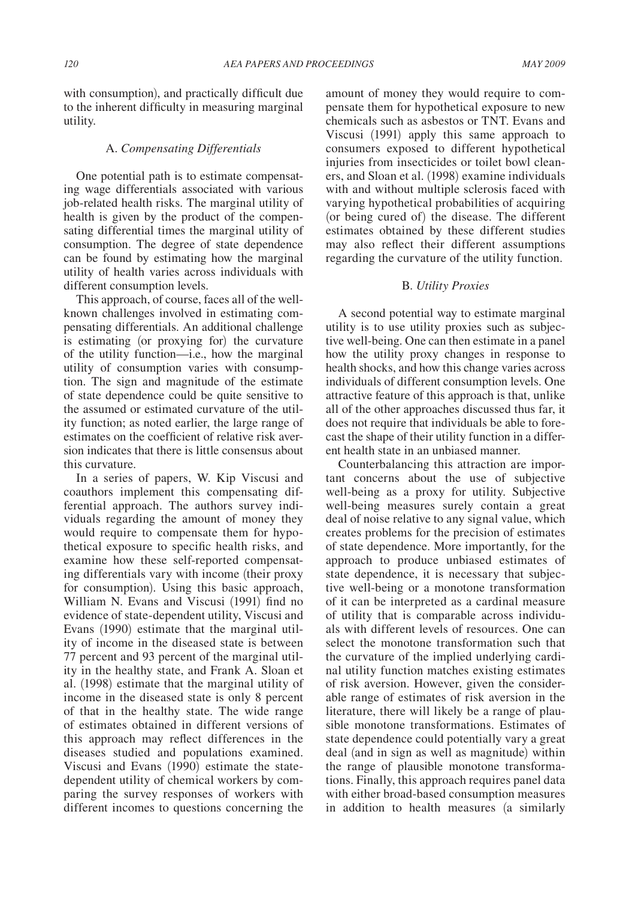with consumption), and practically difficult due to the inherent difficulty in measuring marginal utility.

### A. *Compensating Differentials*

One potential path is to estimate compensating wage differentials associated with various job-related health risks. The marginal utility of health is given by the product of the compensating differential times the marginal utility of consumption. The degree of state dependence can be found by estimating how the marginal utility of health varies across individuals with different consumption levels.

This approach, of course, faces all of the well-known challenges involved in estimating compensating differentials. An additional challenge is estimating (or proxying for) the curvature of the utility function—i.e., how the marginal utility of consumption varies with consumption. The sign and magnitude of the estimate of state dependence could be quite sensitive to the assumed or estimated curvature of the utility function; as noted earlier, the large range of estimates on the coefficient of relative risk aversion indicates that there is little consensus about this curvature.

In a series of papers, W. Kip Viscusi and coauthors implement this compensating differential approach. The authors survey individuals regarding the amount of money they would require to compensate them for hypothetical exposure to specific health risks, and examine how these self-reported compensating differentials vary with income (their proxy for consumption). Using this basic approach, William N. Evans and Viscusi (1991) find no evidence of state-dependent utility, Viscusi and Evans (1990) estimate that the marginal utility of income in the diseased state is between 77 percent and 93 percent of the marginal utility in the healthy state, and Frank A. Sloan et al. (1998) estimate that the marginal utility of income in the diseased state is only 8 percent of that in the healthy state. The wide range of estimates obtained in different versions of this approach may reflect differences in the diseases studied and populations examined. Viscusi and Evans (1990) estimate the state-dependent utility of chemical workers by comparing the survey responses of workers with different incomes to questions concerning the amount of money they would require to compensate them for hypothetical exposure to new chemicals such as asbestos or TNT. Evans and Viscusi (1991) apply this same approach to consumers exposed to different hypothetical injuries from insecticides or toilet bowl cleaners, and Sloan et al. (1998) examine individuals with and without multiple sclerosis faced with varying hypothetical probabilities of acquiring (or being cured of) the disease. The different estimates obtained by these different studies may also reflect their different assumptions regarding the curvature of the utility function.

### B. *Utility Proxies*

A second potential way to estimate marginal utility is to use utility proxies such as subjective well-being. One can then estimate in a panel how the utility proxy changes in response to health shocks, and how this change varies across individuals of different consumption levels. One attractive feature of this approach is that, unlike all of the other approaches discussed thus far, it does not require that individuals be able to forecast the shape of their utility function in a different health state in an unbiased manner.

Counterbalancing this attraction are important concerns about the use of subjective well-being as a proxy for utility. Subjective well-being measures surely contain a great deal of noise relative to any signal value, which creates problems for the precision of estimates of state dependence. More importantly, for the approach to produce unbiased estimates of state dependence, it is necessary that subjective well-being or a monotone transformation of it can be interpreted as a cardinal measure of utility that is comparable across individuals with different levels of resources. One can select the monotone transformation such that the curvature of the implied underlying cardinal utility function matches existing estimates of risk aversion. However, given the considerable range of estimates of risk aversion in the literature, there will likely be a range of plausible monotone transformations. Estimates of state dependence could potentially vary a great deal (and in sign as well as magnitude) within the range of plausible monotone transformations. Finally, this approach requires panel data with either broad-based consumption measures in addition to health measures (a similarly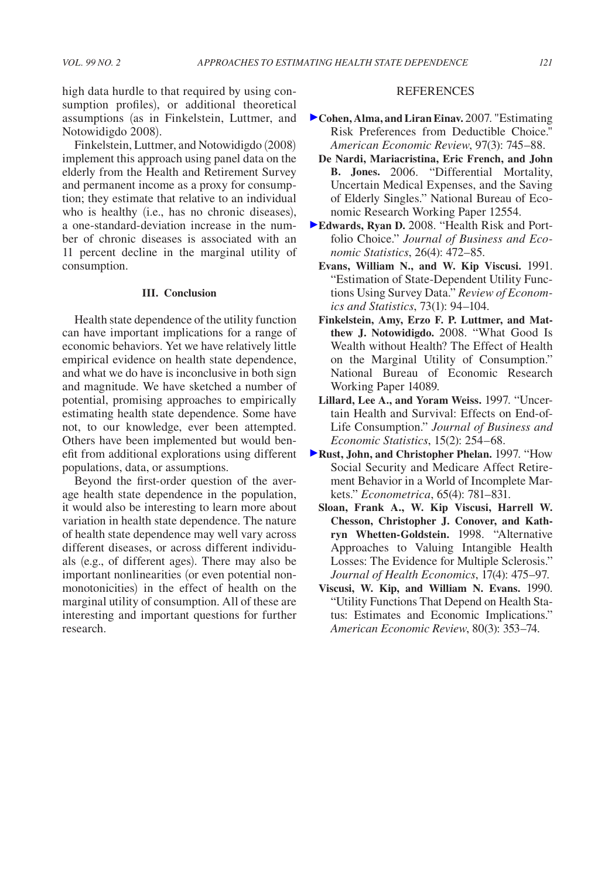high data hurdle to that required by using consumption profiles), or additional theoretical assumptions (as in Finkelstein, Luttmer, and Notowidigdo 2008).

Finkelstein, Luttmer, and Notowidigdo (2008) implement this approach using panel data on the elderly from the Health and Retirement Survey and permanent income as a proxy for consumption; they estimate that relative to an individual who is healthy (i.e., has no chronic diseases), a one-standard-deviation increase in the number of chronic diseases is associated with an 11 percent decline in the marginal utility of consumption.

### III. Conclusion

Health state dependence of the utility function can have important implications for a range of economic behaviors. Yet we have relatively little empirical evidence on health state dependence, and what we do have is inconclusive in both sign and magnitude. We have sketched a number of potential, promising approaches to empirically estimating health state dependence. Some have not, to our knowledge, ever been attempted. Others have been implemented but would benefit from additional explorations using different populations, data, or assumptions.

Beyond the first-order question of the average health state dependence in the population, it would also be interesting to learn more about variation in health state dependence. The nature of health state dependence may well vary across different diseases, or across different individuals (e.g., of different ages). There may also be important nonlinearities (or even potential nonmonotonicities) in the effect of health on the marginal utility of consumption. All of these are interesting and important questions for further research.

## REFERENCES

**Cohen, Alma, and Liran Einav.** 2007. "Estimating Risk Preferences from Deductible Choice." *American Economic Review*, 97(3): 745–88.

**De Nardi, Mariacristina, Eric French, and John B. Jones.** 2006. "Differential Mortality, Uncertain Medical Expenses, and the Saving of Elderly Singles." National Bureau of Economic Research Working Paper 12554.

**Edwards, Ryan D.** 2008. "Health Risk and Portfolio Choice." *Journal of Business and Economic Statistics*, 26(4): 472–85.

**Evans, William N., and W. Kip Viscusi.** 1991. "Estimation of State-Dependent Utility Functions Using Survey Data." *Review of Economics and Statistics*, 73(1): 94–104.

**Finkelstein, Amy, Erzo F. P. Luttmer, and Matthew J. Notowidigdo.** 2008. "What Good Is Wealth without Health? The Effect of Health on the Marginal Utility of Consumption." National Bureau of Economic Research Working Paper 14089.

**Lillard, Lee A., and Yoram Weiss.** 1997. "Uncertain Health and Survival: Effects on End-of-Life Consumption." *Journal of Business and Economic Statistics*, 15(2): 254–68.

**Rust, John, and Christopher Phelan.** 1997. "How Social Security and Medicare Affect Retirement Behavior in a World of Incomplete Markets." *Econometrica*, 65(4): 781–831.

**Sloan, Frank A., W. Kip Viscusi, Harrell W. Chesson, Christopher J. Conover, and Kathryn Whetten-Goldstein.** 1998. "Alternative Approaches to Valuing Intangible Health Losses: The Evidence for Multiple Sclerosis." *Journal of Health Economics*, 17(4): 475–97.

**Viscusi, W. Kip, and William N. Evans.** 1990. "Utility Functions That Depend on Health Status: Estimates and Economic Implications." *American Economic Review*, 80(3): 353–74.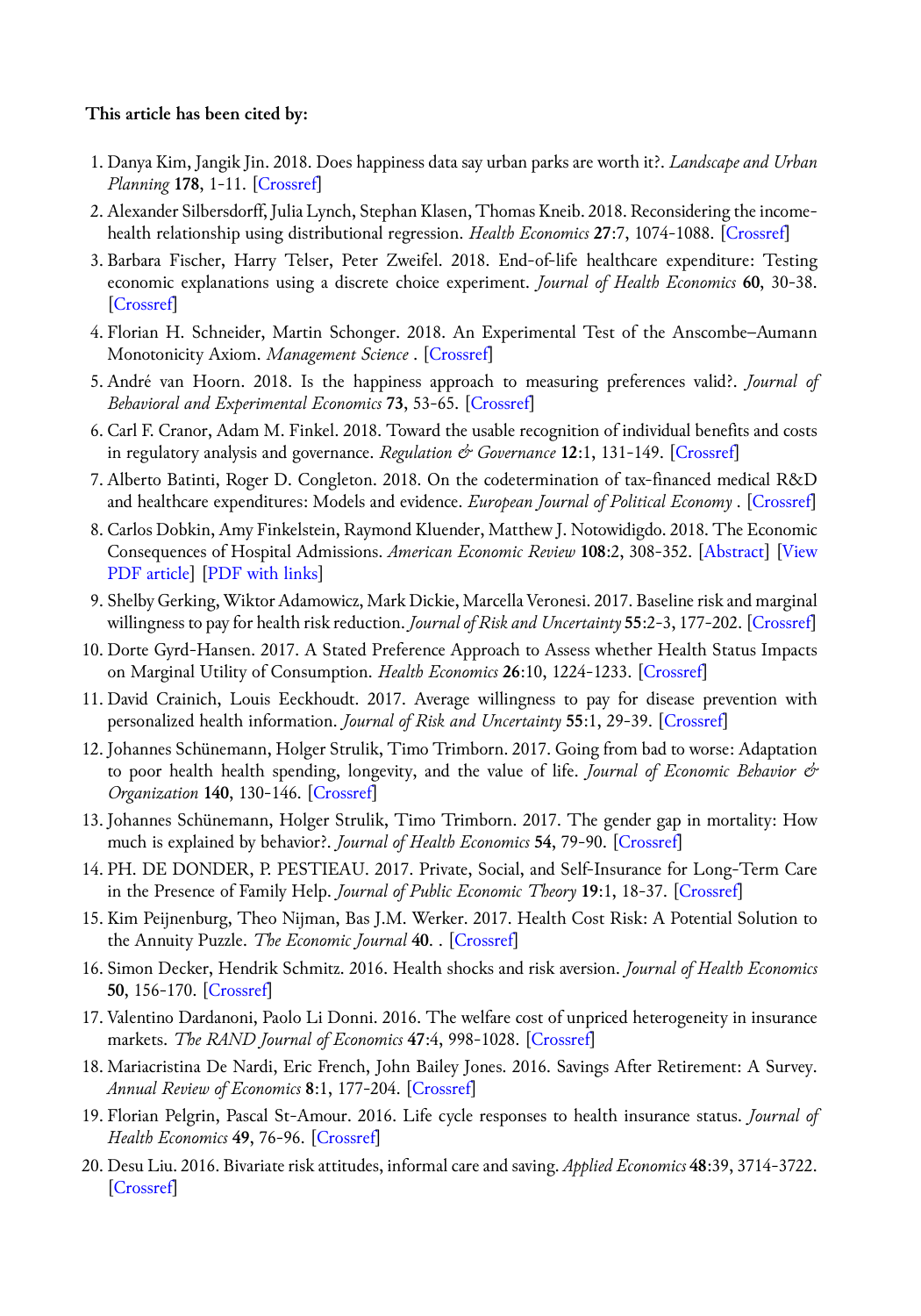**This article has been cited by:**

1. Danya Kim, Jangik Jin. 2018. Does happiness data say urban parks are worth it?. *Landscape and Urban Planning* **178**, 1-11. [Crossref]
2. Alexander Silbersdorff, Julia Lynch, Stephan Klasen, Thomas Kneib. 2018. Reconsidering the income-health relationship using distributional regression. *Health Economics* **27**:7, 1074-1088. [Crossref]
3. Barbara Fischer, Harry Telser, Peter Zweifel. 2018. End-of-life healthcare expenditure: Testing economic explanations using a discrete choice experiment. *Journal of Health Economics* **60**, 30-38. [Crossref]
4. Florian H. Schneider, Martin Schonger. 2018. An Experimental Test of the Anscombe–Aumann Monotonicity Axiom. *Management Science* . [Crossref]
5. André van Hoorn. 2018. Is the happiness approach to measuring preferences valid?. *Journal of Behavioral and Experimental Economics* **73**, 53-65. [Crossref]
6. Carl F. Cranor, Adam M. Finkel. 2018. Toward the usable recognition of individual benefits and costs in regulatory analysis and governance. *Regulation & Governance* **12**:1, 131-149. [Crossref]
7. Alberto Batinti, Roger D. Congleton. 2018. On the codetermination of tax-financed medical R&D and healthcare expenditures: Models and evidence. *European Journal of Political Economy* . [Crossref]
8. Carlos Dobkin, Amy Finkelstein, Raymond Kluender, Matthew J. Notowidigdo. 2018. The Economic Consequences of Hospital Admissions. *American Economic Review* **108**:2, 308-352. [Abstract] [View PDF article] [PDF with links]
9. Shelby Gerking, Wiktor Adamowicz, Mark Dickie, Marcella Veronesi. 2017. Baseline risk and marginal willingness to pay for health risk reduction. *Journal of Risk and Uncertainty* **55**:2-3, 177-202. [Crossref]
10. Dorte Gyrd-Hansen. 2017. A Stated Preference Approach to Assess whether Health Status Impacts on Marginal Utility of Consumption. *Health Economics* **26**:10, 1224-1233. [Crossref]
11. David Crainich, Louis Eeckhoudt. 2017. Average willingness to pay for disease prevention with personalized health information. *Journal of Risk and Uncertainty* **55**:1, 29-39. [Crossref]
12. Johannes Schünemann, Holger Strulik, Timo Trimborn. 2017. Going from bad to worse: Adaptation to poor health health spending, longevity, and the value of life. *Journal of Economic Behavior & Organization* **140**, 130-146. [Crossref]
13. Johannes Schünemann, Holger Strulik, Timo Trimborn. 2017. The gender gap in mortality: How much is explained by behavior?. *Journal of Health Economics* **54**, 79-90. [Crossref]
14. PH. DE DONDER, P. PESTIEAU. 2017. Private, Social, and Self-Insurance for Long-Term Care in the Presence of Family Help. *Journal of Public Economic Theory* **19**:1, 18-37. [Crossref]
15. Kim Peijnenburg, Theo Nijman, Bas J.M. Werker. 2017. Health Cost Risk: A Potential Solution to the Annuity Puzzle. *The Economic Journal* **40**. . [Crossref]
16. Simon Decker, Hendrik Schmitz. 2016. Health shocks and risk aversion. *Journal of Health Economics* **50**, 156-170. [Crossref]
17. Valentino Dardanoni, Paolo Li Donni. 2016. The welfare cost of unpriced heterogeneity in insurance markets. *The RAND Journal of Economics* **47**:4, 998-1028. [Crossref]
18. Mariacristina De Nardi, Eric French, John Bailey Jones. 2016. Savings After Retirement: A Survey. *Annual Review of Economics* **8**:1, 177-204. [Crossref]
19. Florian Pelgrin, Pascal St-Amour. 2016. Life cycle responses to health insurance status. *Journal of Health Economics* **49**, 76-96. [Crossref]
20. Desu Liu. 2016. Bivariate risk attitudes, informal care and saving. *Applied Economics* **48**:39, 3714-3722. [Crossref]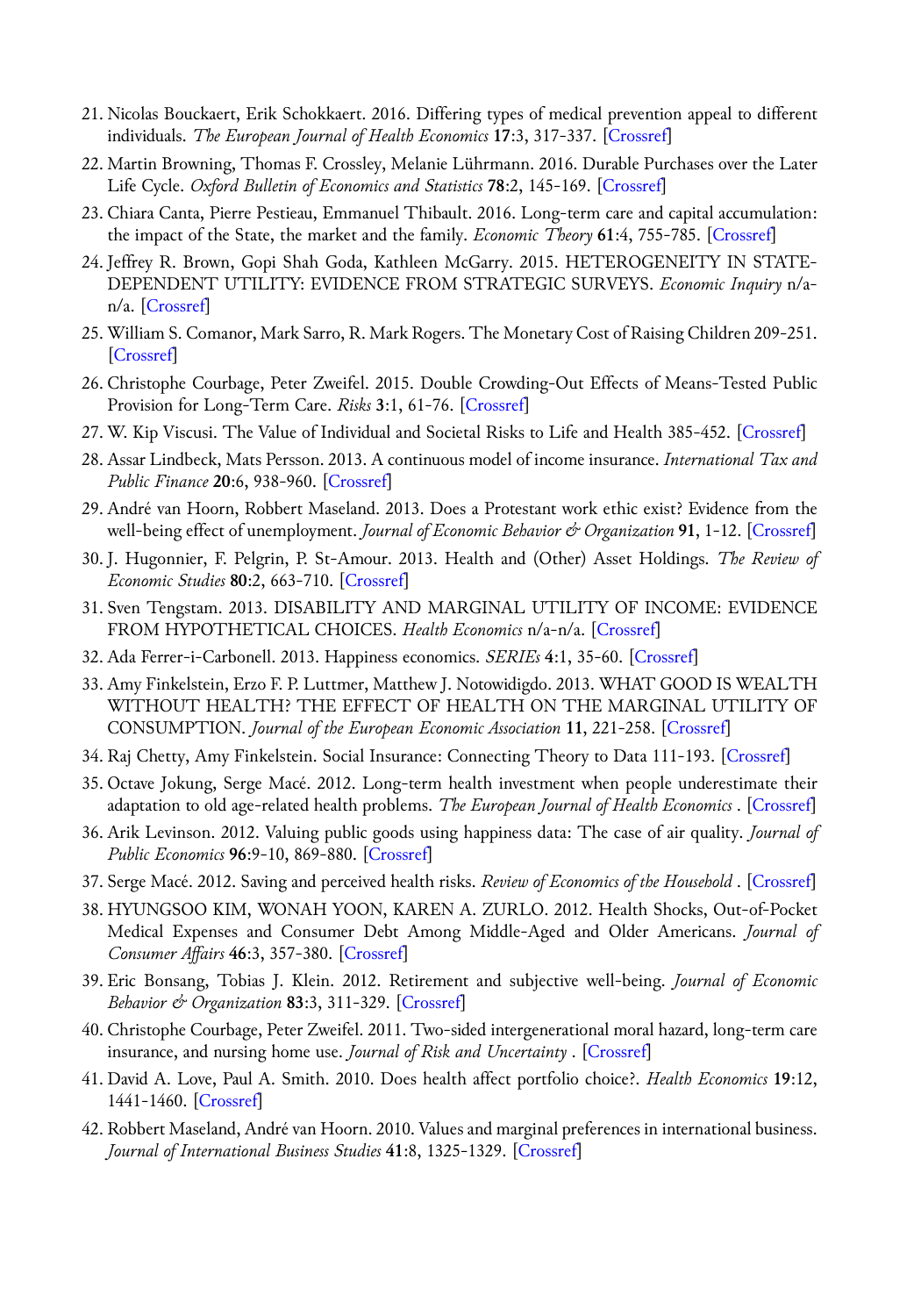21. Nicolas Bouckaert, Erik Schokkaert. 2016. Differing types of medical prevention appeal to different individuals. *The European Journal of Health Economics* **17**:3, 317-337. [Crossref]
22. Martin Browning, Thomas F. Crossley, Melanie Lührmann. 2016. Durable Purchases over the Later Life Cycle. *Oxford Bulletin of Economics and Statistics* **78**:2, 145-169. [Crossref]
23. Chiara Canta, Pierre Pestieau, Emmanuel Thibault. 2016. Long-term care and capital accumulation: the impact of the State, the market and the family. *Economic Theory* **61**:4, 755-785. [Crossref]
24. Jeffrey R. Brown, Gopi Shah Goda, Kathleen McGarry. 2015. HETEROGENEITY IN STATE-DEPENDENT UTILITY: EVIDENCE FROM STRATEGIC SURVEYS. *Economic Inquiry* n/a-n/a. [Crossref]
25. William S. Comanor, Mark Sarro, R. Mark Rogers. The Monetary Cost of Raising Children 209-251. [Crossref]
26. Christophe Courbage, Peter Zweifel. 2015. Double Crowding-Out Effects of Means-Tested Public Provision for Long-Term Care. *Risks* **3**:1, 61-76. [Crossref]
27. W. Kip Viscusi. The Value of Individual and Societal Risks to Life and Health 385-452. [Crossref]
28. Assar Lindbeck, Mats Persson. 2013. A continuous model of income insurance. *International Tax and Public Finance* **20**:6, 938-960. [Crossref]
29. André van Hoorn, Robbert Maseland. 2013. Does a Protestant work ethic exist? Evidence from the well-being effect of unemployment. *Journal of Economic Behavior & Organization* **91**, 1-12. [Crossref]
30. J. Hugonnier, F. Pelgrin, P. St-Amour. 2013. Health and (Other) Asset Holdings. *The Review of Economic Studies* **80**:2, 663-710. [Crossref]
31. Sven Tengstam. 2013. DISABILITY AND MARGINAL UTILITY OF INCOME: EVIDENCE FROM HYPOTHETICAL CHOICES. *Health Economics* n/a-n/a. [Crossref]
32. Ada Ferrer-i-Carbonell. 2013. Happiness economics. *SERIEs* **4**:1, 35-60. [Crossref]
33. Amy Finkelstein, Erzo F. P. Luttmer, Matthew J. Notowidigdo. 2013. WHAT GOOD IS WEALTH WITHOUT HEALTH? THE EFFECT OF HEALTH ON THE MARGINAL UTILITY OF CONSUMPTION. *Journal of the European Economic Association* **11**, 221-258. [Crossref]
34. Raj Chetty, Amy Finkelstein. Social Insurance: Connecting Theory to Data 111-193. [Crossref]
35. Octave Jokung, Serge Macé. 2012. Long-term health investment when people underestimate their adaptation to old age-related health problems. *The European Journal of Health Economics* . [Crossref]
36. Arik Levinson. 2012. Valuing public goods using happiness data: The case of air quality. *Journal of Public Economics* **96**:9-10, 869-880. [Crossref]
37. Serge Macé. 2012. Saving and perceived health risks. *Review of Economics of the Household* . [Crossref]
38. HYUNGSOO KIM, WONAH YOON, KAREN A. ZURLO. 2012. Health Shocks, Out-of-Pocket Medical Expenses and Consumer Debt Among Middle-Aged and Older Americans. *Journal of Consumer Affairs* **46**:3, 357-380. [Crossref]
39. Eric Bonsang, Tobias J. Klein. 2012. Retirement and subjective well-being. *Journal of Economic Behavior & Organization* **83**:3, 311-329. [Crossref]
40. Christophe Courbage, Peter Zweifel. 2011. Two-sided intergenerational moral hazard, long-term care insurance, and nursing home use. *Journal of Risk and Uncertainty* . [Crossref]
41. David A. Love, Paul A. Smith. 2010. Does health affect portfolio choice?. *Health Economics* **19**:12, 1441-1460. [Crossref]
42. Robbert Maseland, André van Hoorn. 2010. Values and marginal preferences in international business. *Journal of International Business Studies* **41**:8, 1325-1329. [Crossref]